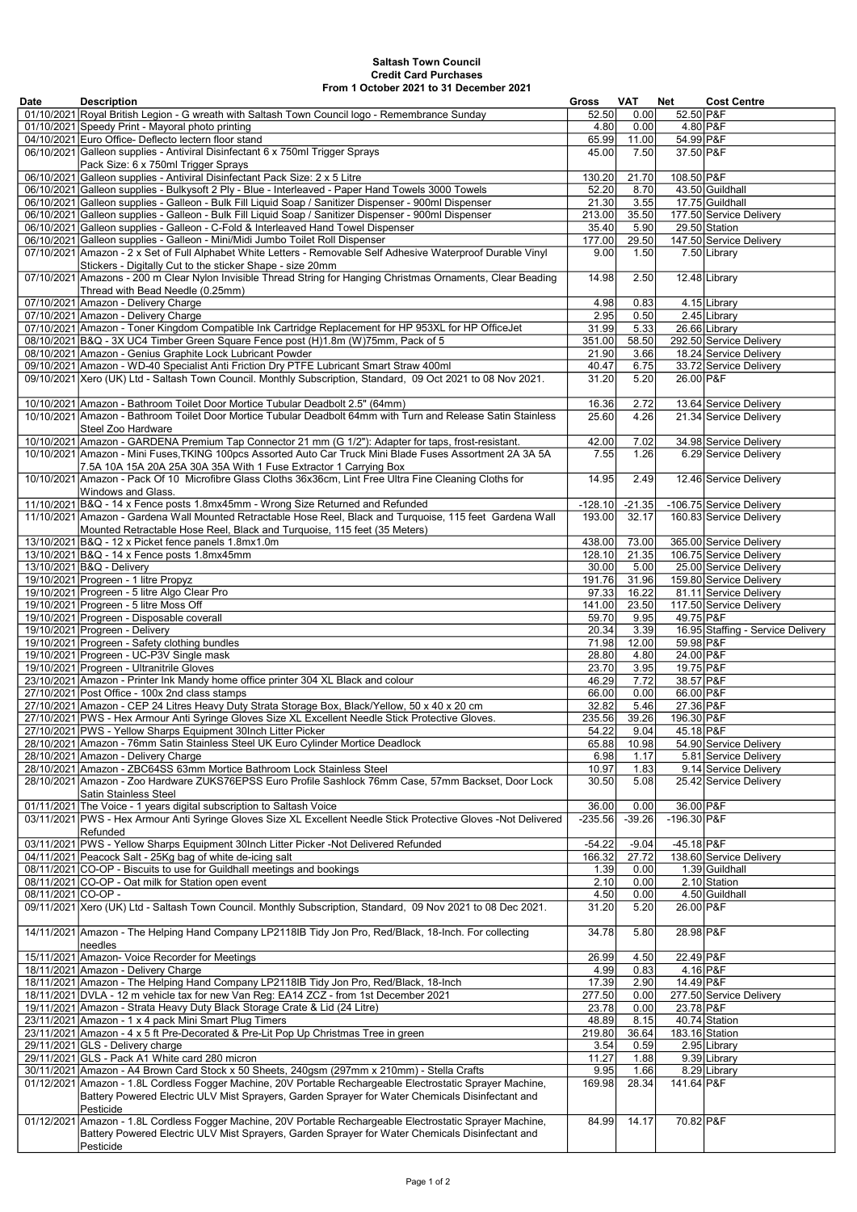**Saltash Town Council**
**Credit Card Purchases**
**From 1 October 2021 to 31 December 2021**

| Date | Description | Gross | VAT | Net | Cost Centre |
|---|---|---|---|---|---|
| 01/10/2021 | Royal British Legion - G wreath with Saltash Town Council logo - Remembrance Sunday | 52.50 | 0.00 | 52.50 | P&F |
| 01/10/2021 | Speedy Print - Mayoral photo printing | 4.80 | 0.00 | 4.80 | P&F |
| 04/10/2021 | Euro Office- Deflecto lectern floor stand | 65.99 | 11.00 | 54.99 | P&F |
| 06/10/2021 | Galleon supplies - Antiviral Disinfectant 6 x 750ml Trigger Sprays Pack Size: 6 x 750ml Trigger Sprays | 45.00 | 7.50 | 37.50 | P&F |
| 06/10/2021 | Galleon supplies - Antiviral Disinfectant Pack Size: 2 x 5 Litre | 130.20 | 21.70 | 108.50 | P&F |
| 06/10/2021 | Galleon supplies - Bulkysoft 2 Ply - Blue - Interleaved - Paper Hand Towels 3000 Towels | 52.20 | 8.70 | 43.50 | Guildhall |
| 06/10/2021 | Galleon supplies - Galleon - Bulk Fill Liquid Soap / Sanitizer Dispenser - 900ml Dispenser | 21.30 | 3.55 | 17.75 | Guildhall |
| 06/10/2021 | Galleon supplies - Galleon - Bulk Fill Liquid Soap / Sanitizer Dispenser - 900ml Dispenser | 213.00 | 35.50 | 177.50 | Service Delivery |
| 06/10/2021 | Galleon supplies - Galleon - C-Fold & Interleaved Hand Towel Dispenser | 35.40 | 5.90 | 29.50 | Station |
| 06/10/2021 | Galleon supplies - Galleon - Mini/Midi Jumbo Toilet Roll Dispenser | 177.00 | 29.50 | 147.50 | Service Delivery |
| 07/10/2021 | Amazon - 2 x Set of Full Alphabet White Letters - Removable Self Adhesive Waterproof Durable Vinyl Stickers - Digitally Cut to the sticker Shape - size 20mm | 9.00 | 1.50 | 7.50 | Library |
| 07/10/2021 | Amazons - 200 m Clear Nylon Invisible Thread String for Hanging Christmas Ornaments, Clear Beading Thread with Bead Needle (0.25mm) | 14.98 | 2.50 | 12.48 | Library |
| 07/10/2021 | Amazon - Delivery Charge | 4.98 | 0.83 | 4.15 | Library |
| 07/10/2021 | Amazon - Delivery Charge | 2.95 | 0.50 | 2.45 | Library |
| 07/10/2021 | Amazon - Toner Kingdom Compatible Ink Cartridge Replacement for HP 953XL for HP OfficeJet | 31.99 | 5.33 | 26.66 | Library |
| 08/10/2021 | B&Q - 3X UC4 Timber Green Square Fence post (H)1.8m (W)75mm, Pack of 5 | 351.00 | 58.50 | 292.50 | Service Delivery |
| 08/10/2021 | Amazon - Genius Graphite Lock Lubricant Powder | 21.90 | 3.66 | 18.24 | Service Delivery |
| 09/10/2021 | Amazon - WD-40 Specialist Anti Friction Dry PTFE Lubricant Smart Straw 400ml | 40.47 | 6.75 | 33.72 | Service Delivery |
| 09/10/2021 | Xero (UK) Ltd - Saltash Town Council. Monthly Subscription, Standard, 09 Oct 2021 to 08 Nov 2021. | 31.20 | 5.20 | 26.00 | P&F |
| 10/10/2021 | Amazon - Bathroom Toilet Door Mortice Tubular Deadbolt 2.5" (64mm) | 16.36 | 2.72 | 13.64 | Service Delivery |
| 10/10/2021 | Amazon - Bathroom Toilet Door Mortice Tubular Deadbolt 64mm with Turn and Release Satin Stainless Steel Zoo Hardware | 25.60 | 4.26 | 21.34 | Service Delivery |
| 10/10/2021 | Amazon - GARDENA Premium Tap Connector 21 mm (G 1/2"): Adapter for taps, frost-resistant. | 42.00 | 7.02 | 34.98 | Service Delivery |
| 10/10/2021 | Amazon - Mini Fuses,TKING 100pcs Assorted Auto Car Truck Mini Blade Fuses Assortment 2A 3A 5A 7.5A 10A 15A 20A 25A 30A 35A With 1 Fuse Extractor 1 Carrying Box | 7.55 | 1.26 | 6.29 | Service Delivery |
| 10/10/2021 | Amazon - Pack Of 10 Microfibre Glass Cloths 36x36cm, Lint Free Ultra Fine Cleaning Cloths for Windows and Glass. | 14.95 | 2.49 | 12.46 | Service Delivery |
| 11/10/2021 | B&Q - 14 x Fence posts 1.8mx45mm - Wrong Size Returned and Refunded | -128.10 | -21.35 | -106.75 | Service Delivery |
| 11/10/2021 | Amazon - Gardena Wall Mounted Retractable Hose Reel, Black and Turquoise, 115 feet Gardena Wall Mounted Retractable Hose Reel, Black and Turquoise, 115 feet (35 Meters) | 193.00 | 32.17 | 160.83 | Service Delivery |
| 13/10/2021 | B&Q - 12 x Picket fence panels 1.8mx1.0m | 438.00 | 73.00 | 365.00 | Service Delivery |
| 13/10/2021 | B&Q - 14 x Fence posts 1.8mx45mm | 128.10 | 21.35 | 106.75 | Service Delivery |
| 13/10/2021 | B&Q - Delivery | 30.00 | 5.00 | 25.00 | Service Delivery |
| 19/10/2021 | Progreen - 1 litre Propyz | 191.76 | 31.96 | 159.80 | Service Delivery |
| 19/10/2021 | Progreen - 5 litre Algo Clear Pro | 97.33 | 16.22 | 81.11 | Service Delivery |
| 19/10/2021 | Progreen - 5 litre Moss Off | 141.00 | 23.50 | 117.50 | Service Delivery |
| 19/10/2021 | Progreen - Disposable coverall | 59.70 | 9.95 | 49.75 | P&F |
| 19/10/2021 | Progreen - Delivery | 20.34 | 3.39 | 16.95 | Staffing - Service Delivery |
| 19/10/2021 | Progreen - Safety clothing bundles | 71.98 | 12.00 | 59.98 | P&F |
| 19/10/2021 | Progreen - UC-P3V Single mask | 28.80 | 4.80 | 24.00 | P&F |
| 19/10/2021 | Progreen - Ultranitrile Gloves | 23.70 | 3.95 | 19.75 | P&F |
| 23/10/2021 | Amazon - Printer Ink Mandy home office printer 304 XL Black and colour | 46.29 | 7.72 | 38.57 | P&F |
| 27/10/2021 | Post Office - 100x 2nd class stamps | 66.00 | 0.00 | 66.00 | P&F |
| 27/10/2021 | Amazon - CEP 24 Litres Heavy Duty Strata Storage Box, Black/Yellow, 50 x 40 x 20 cm | 32.82 | 5.46 | 27.36 | P&F |
| 27/10/2021 | PWS - Hex Armour Anti Syringe Gloves Size XL Excellent Needle Stick Protective Gloves. | 235.56 | 39.26 | 196.30 | P&F |
| 27/10/2021 | PWS - Yellow Sharps Equipment 30Inch Litter Picker | 54.22 | 9.04 | 45.18 | P&F |
| 28/10/2021 | Amazon - 76mm Satin Stainless Steel UK Euro Cylinder Mortice Deadlock | 65.88 | 10.98 | 54.90 | Service Delivery |
| 28/10/2021 | Amazon - Delivery Charge | 6.98 | 1.17 | 5.81 | Service Delivery |
| 28/10/2021 | Amazon - ZBC64SS 63mm Mortice Bathroom Lock Stainless Steel | 10.97 | 1.83 | 9.14 | Service Delivery |
| 28/10/2021 | Amazon - Zoo Hardware ZUKS76EPSS Euro Profile Sashlock 76mm Case, 57mm Backset, Door Lock Satin Stainless Steel | 30.50 | 5.08 | 25.42 | Service Delivery |
| 01/11/2021 | The Voice - 1 years digital subscription to Saltash Voice | 36.00 | 0.00 | 36.00 | P&F |
| 03/11/2021 | PWS - Hex Armour Anti Syringe Gloves Size XL Excellent Needle Stick Protective Gloves -Not Delivered Refunded | -235.56 | -39.26 | -196.30 | P&F |
| 03/11/2021 | PWS - Yellow Sharps Equipment 30Inch Litter Picker -Not Delivered Refunded | -54.22 | -9.04 | -45.18 | P&F |
| 04/11/2021 | Peacock Salt - 25Kg bag of white de-icing salt | 166.32 | 27.72 | 138.60 | Service Delivery |
| 08/11/2021 | CO-OP - Biscuits to use for Guildhall meetings and bookings | 1.39 | 0.00 | 1.39 | Guildhall |
| 08/11/2021 | CO-OP - Oat milk for Station open event | 2.10 | 0.00 | 2.10 | Station |
| 08/11/2021 | CO-OP - | 4.50 | 0.00 | 4.50 | Guildhall |
| 09/11/2021 | Xero (UK) Ltd - Saltash Town Council. Monthly Subscription, Standard, 09 Nov 2021 to 08 Dec 2021. | 31.20 | 5.20 | 26.00 | P&F |
| 14/11/2021 | Amazon - The Helping Hand Company LP2118IB Tidy Jon Pro, Red/Black, 18-Inch. For collecting needles | 34.78 | 5.80 | 28.98 | P&F |
| 15/11/2021 | Amazon- Voice Recorder for Meetings | 26.99 | 4.50 | 22.49 | P&F |
| 18/11/2021 | Amazon - Delivery Charge | 4.99 | 0.83 | 4.16 | P&F |
| 18/11/2021 | Amazon - The Helping Hand Company LP2118IB Tidy Jon Pro, Red/Black, 18-Inch | 17.39 | 2.90 | 14.49 | P&F |
| 18/11/2021 | DVLA - 12 m vehicle tax for new Van Reg: EA14 ZCZ - from 1st December 2021 | 277.50 | 0.00 | 277.50 | Service Delivery |
| 19/11/2021 | Amazon - Strata Heavy Duty Black Storage Crate & Lid (24 Litre) | 23.78 | 0.00 | 23.78 | P&F |
| 23/11/2021 | Amazon - 1 x 4 pack Mini Smart Plug Timers | 48.89 | 8.15 | 40.74 | Station |
| 23/11/2021 | Amazon - 4 x 5 ft Pre-Decorated & Pre-Lit Pop Up Christmas Tree in green | 219.80 | 36.64 | 183.16 | Station |
| 29/11/2021 | GLS - Delivery charge | 3.54 | 0.59 | 2.95 | Library |
| 29/11/2021 | GLS - Pack A1 White card 280 micron | 11.27 | 1.88 | 9.39 | Library |
| 30/11/2021 | Amazon - A4 Brown Card Stock x 50 Sheets, 240gsm (297mm x 210mm) - Stella Crafts | 9.95 | 1.66 | 8.29 | Library |
| 01/12/2021 | Amazon - 1.8L Cordless Fogger Machine, 20V Portable Rechargeable Electrostatic Sprayer Machine, Battery Powered Electric ULV Mist Sprayers, Garden Sprayer for Water Chemicals Disinfectant and Pesticide | 169.98 | 28.34 | 141.64 | P&F |
| 01/12/2021 | Amazon - 1.8L Cordless Fogger Machine, 20V Portable Rechargeable Electrostatic Sprayer Machine, Battery Powered Electric ULV Mist Sprayers, Garden Sprayer for Water Chemicals Disinfectant and Pesticide | 84.99 | 14.17 | 70.82 | P&F |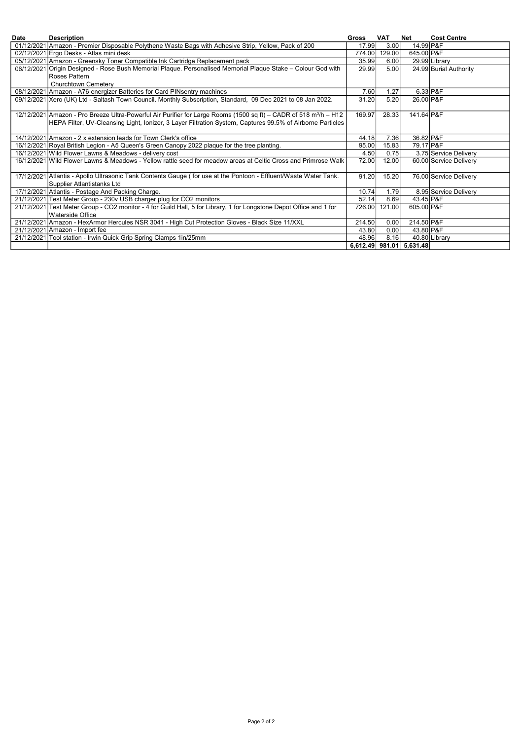| Date | Description | Gross | VAT | Net | Cost Centre |
|---|---|---|---|---|---|
| 01/12/2021 | Amazon - Premier Disposable Polythene Waste Bags with Adhesive Strip, Yellow, Pack of 200 | 17.99 | 3.00 | 14.99 | P&F |
| 02/12/2021 | Ergo Desks - Atlas mini desk | 774.00 | 129.00 | 645.00 | P&F |
| 05/12/2021 | Amazon - Greensky Toner Compatible Ink Cartridge Replacement pack | 35.99 | 6.00 | 29.99 | Library |
| 06/12/2021 | Origin Designed - Rose Bush Memorial Plaque. Personalised Memorial Plaque Stake – Colour God with Roses Pattern Churchtown Cemetery | 29.99 | 5.00 | 24.99 | Burial Authority |
| 08/12/2021 | Amazon - A76 energizer Batteries for Card PINsentry machines | 7.60 | 1.27 | 6.33 | P&F |
| 09/12/2021 | Xero (UK) Ltd - Saltash Town Council. Monthly Subscription, Standard, 09 Dec 2021 to 08 Jan 2022. | 31.20 | 5.20 | 26.00 | P&F |
| 12/12/2021 | Amazon - Pro Breeze Ultra-Powerful Air Purifier for Large Rooms (1500 sq ft) – CADR of 518 m³/h – H12 HEPA Filter, UV-Cleansing Light, Ionizer, 3 Layer Filtration System, Captures 99.5% of Airborne Particles | 169.97 | 28.33 | 141.64 | P&F |
| 14/12/2021 | Amazon - 2 x extension leads for Town Clerk's office | 44.18 | 7.36 | 36.82 | P&F |
| 16/12/2021 | Royal British Legion - A5 Queen's Green Canopy 2022 plaque for the tree planting. | 95.00 | 15.83 | 79.17 | P&F |
| 16/12/2021 | Wild Flower Lawns & Meadows - delivery cost | 4.50 | 0.75 | 3.75 | Service Delivery |
| 16/12/2021 | Wild Flower Lawns & Meadows - Yellow rattle seed for meadow areas at Celtic Cross and Primrose Walk | 72.00 | 12.00 | 60.00 | Service Delivery |
| 17/12/2021 | Atlantis - Apollo Ultrasonic Tank Contents Gauge ( for use at the Pontoon - Effluent/Waste Water Tank. Supplier Atlantistanks Ltd | 91.20 | 15.20 | 76.00 | Service Delivery |
| 17/12/2021 | Atlantis - Postage And Packing Charge. | 10.74 | 1.79 | 8.95 | Service Delivery |
| 21/12/2021 | Test Meter Group - 230v USB charger plug for CO2 monitors | 52.14 | 8.69 | 43.45 | P&F |
| 21/12/2021 | Test Meter Group - CO2 monitor - 4 for Guild Hall, 5 for Library, 1 for Longstone Depot Office and 1 for Waterside Office | 726.00 | 121.00 | 605.00 | P&F |
| 21/12/2021 | Amazon - HexArmor Hercules NSR 3041 - High Cut Protection Gloves - Black Size 11/XXL | 214.50 | 0.00 | 214.50 | P&F |
| 21/12/2021 | Amazon - Import fee | 43.80 | 0.00 | 43.80 | P&F |
| 21/12/2021 | Tool station - Irwin Quick Grip Spring Clamps 1in/25mm | 48.96 | 8.16 | 40.80 | Library |
| | | 6,612.49 | 981.01 | 5,631.48 | |